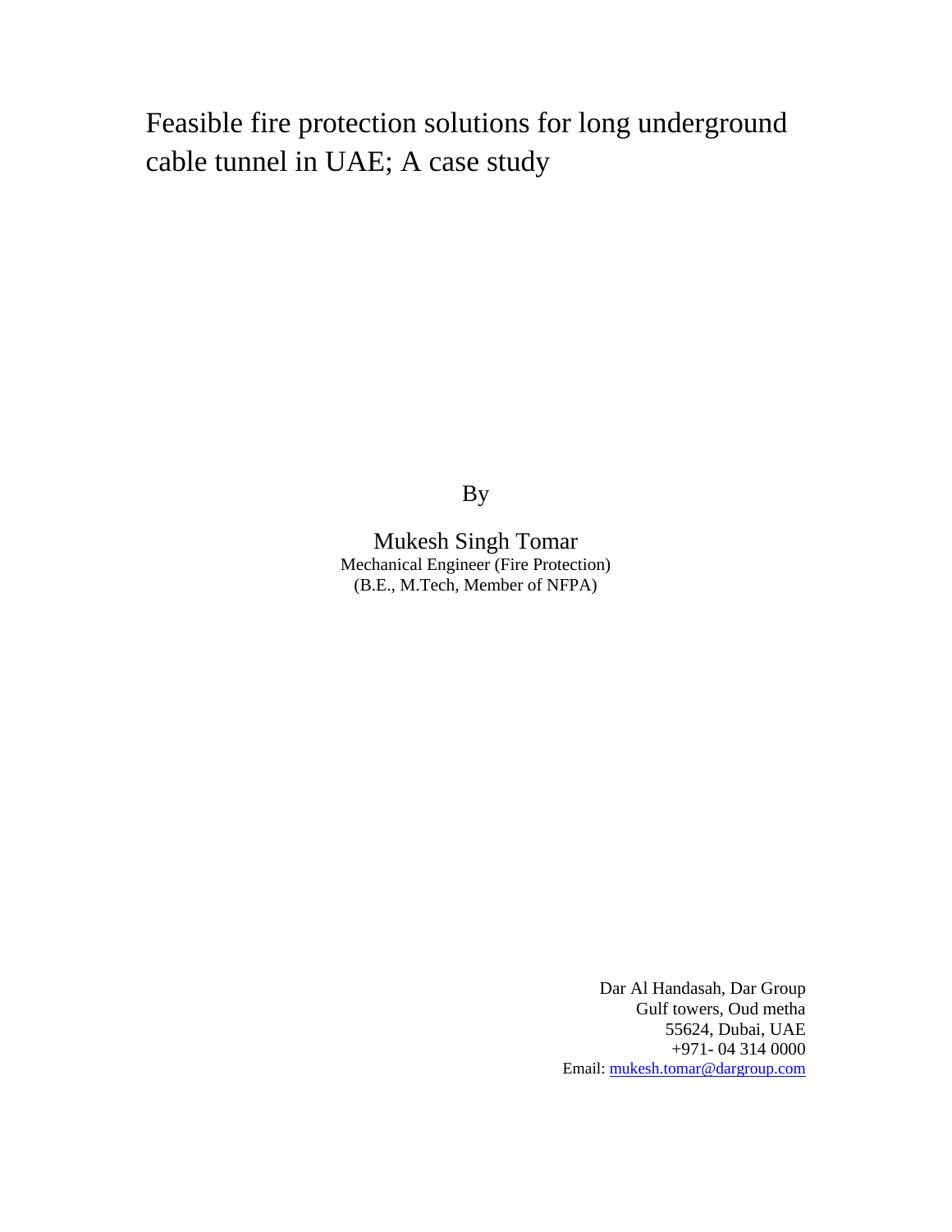# Feasible fire protection solutions for long underground cable tunnel in UAE; A case study

By

Mukesh Singh Tomar
Mechanical Engineer (Fire Protection)
(B.E., M.Tech, Member of NFPA)

Dar Al Handasah, Dar Group
Gulf towers, Oud metha
55624, Dubai, UAE
+971- 04 314 0000
Email: mukesh.tomar@dargroup.com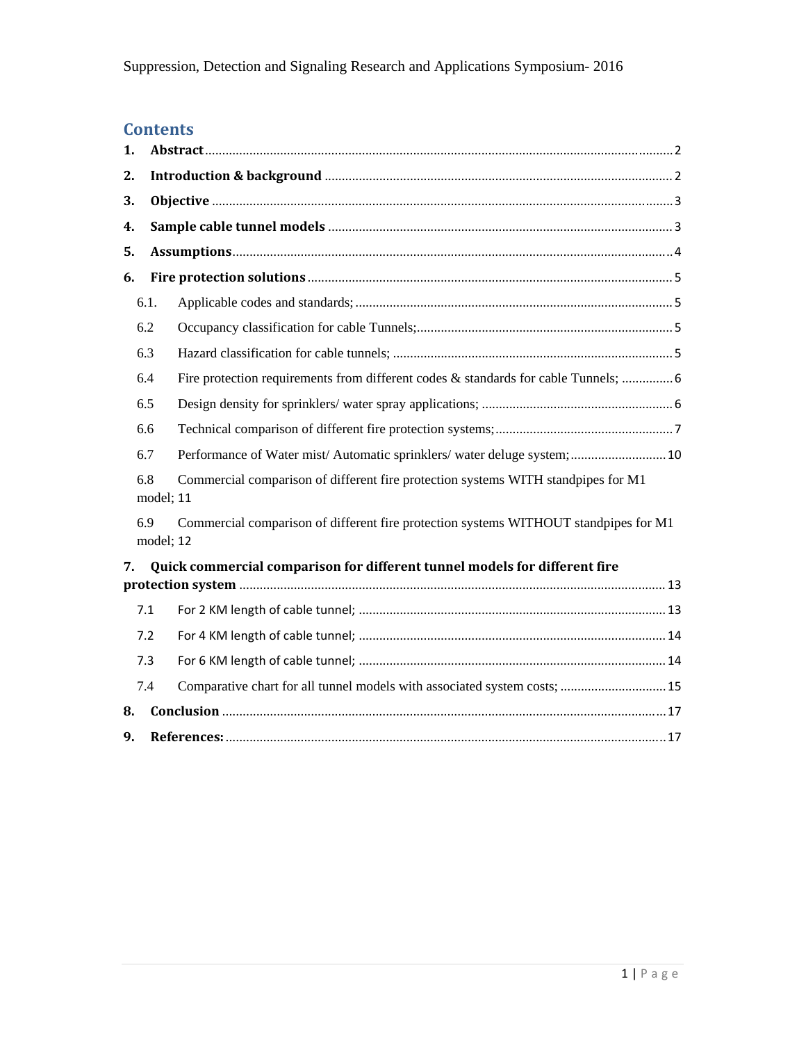# Contents

1. **Abstract** ........ 2
2. **Introduction & background** ........ 2
3. **Objective** ........ 3
4. **Sample cable tunnel models** ........ 3
5. **Assumptions** ........ 4
6. **Fire protection solutions** ........ 5
   - 6.1. Applicable codes and standards; ........ 5
   - 6.2 Occupancy classification for cable Tunnels; ........ 5
   - 6.3 Hazard classification for cable tunnels; ........ 5
   - 6.4 Fire protection requirements from different codes & standards for cable Tunnels; ........ 6
   - 6.5 Design density for sprinklers/ water spray applications; ........ 6
   - 6.6 Technical comparison of different fire protection systems; ........ 7
   - 6.7 Performance of Water mist/ Automatic sprinklers/ water deluge system; ........ 10
   - 6.8 Commercial comparison of different fire protection systems WITH standpipes for M1 model; 11
   - 6.9 Commercial comparison of different fire protection systems WITHOUT standpipes for M1 model; 12
7. **Quick commercial comparison for different tunnel models for different fire protection system** ........ 13
   - 7.1 For 2 KM length of cable tunnel; ........ 13
   - 7.2 For 4 KM length of cable tunnel; ........ 14
   - 7.3 For 6 KM length of cable tunnel; ........ 14
   - 7.4 Comparative chart for all tunnel models with associated system costs; ........ 15
8. **Conclusion** ........ 17
9. **References:** ........ 17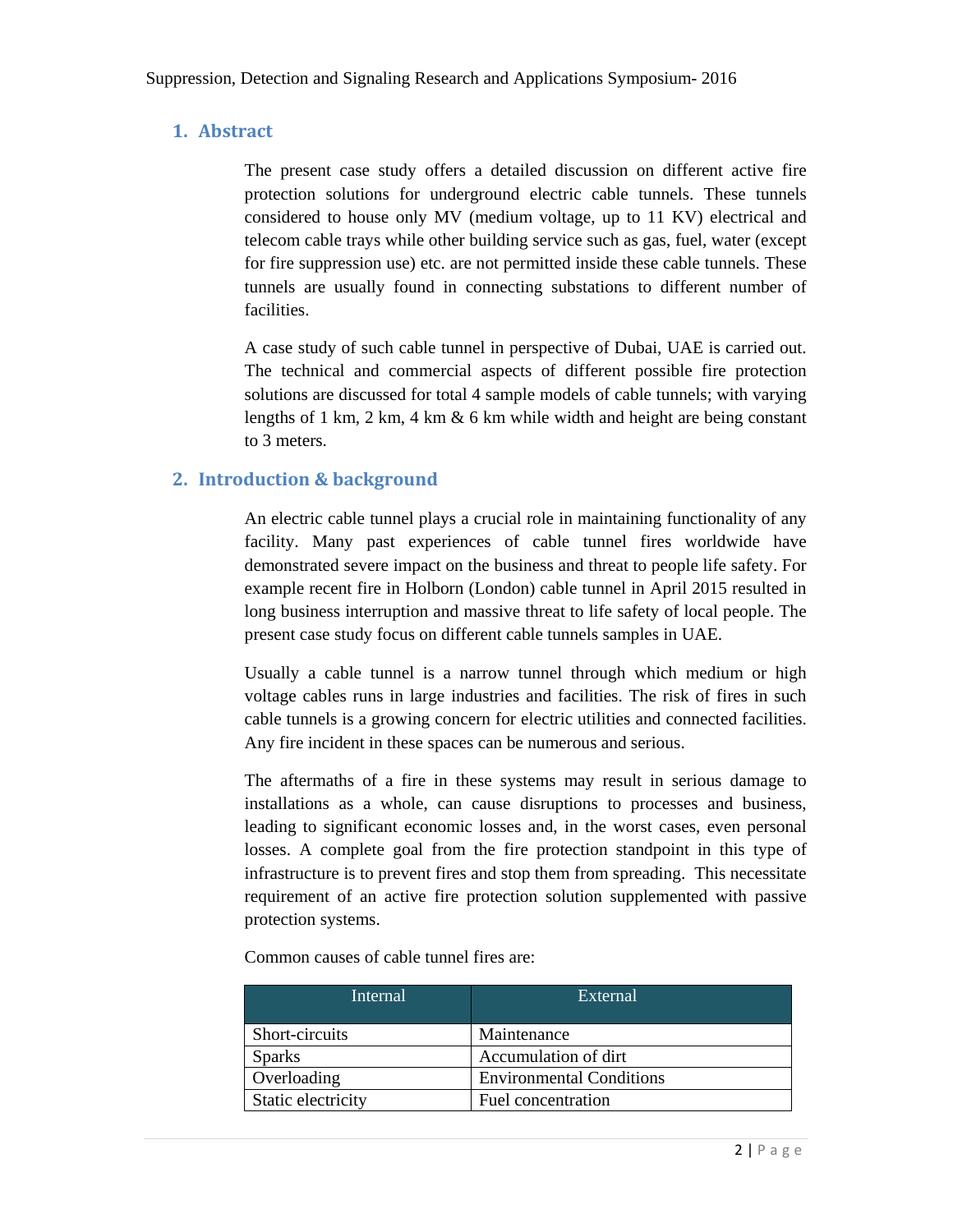## 1. Abstract

The present case study offers a detailed discussion on different active fire protection solutions for underground electric cable tunnels. These tunnels considered to house only MV (medium voltage, up to 11 KV) electrical and telecom cable trays while other building service such as gas, fuel, water (except for fire suppression use) etc. are not permitted inside these cable tunnels. These tunnels are usually found in connecting substations to different number of facilities.

A case study of such cable tunnel in perspective of Dubai, UAE is carried out. The technical and commercial aspects of different possible fire protection solutions are discussed for total 4 sample models of cable tunnels; with varying lengths of 1 km, 2 km, 4 km & 6 km while width and height are being constant to 3 meters.

## 2. Introduction & background

An electric cable tunnel plays a crucial role in maintaining functionality of any facility. Many past experiences of cable tunnel fires worldwide have demonstrated severe impact on the business and threat to people life safety. For example recent fire in Holborn (London) cable tunnel in April 2015 resulted in long business interruption and massive threat to life safety of local people. The present case study focus on different cable tunnels samples in UAE.

Usually a cable tunnel is a narrow tunnel through which medium or high voltage cables runs in large industries and facilities. The risk of fires in such cable tunnels is a growing concern for electric utilities and connected facilities. Any fire incident in these spaces can be numerous and serious.

The aftermaths of a fire in these systems may result in serious damage to installations as a whole, can cause disruptions to processes and business, leading to significant economic losses and, in the worst cases, even personal losses. A complete goal from the fire protection standpoint in this type of infrastructure is to prevent fires and stop them from spreading. This necessitate requirement of an active fire protection solution supplemented with passive protection systems.

Common causes of cable tunnel fires are:

| Internal | External |
| --- | --- |
| Short-circuits | Maintenance |
| Sparks | Accumulation of dirt |
| Overloading | Environmental Conditions |
| Static electricity | Fuel concentration |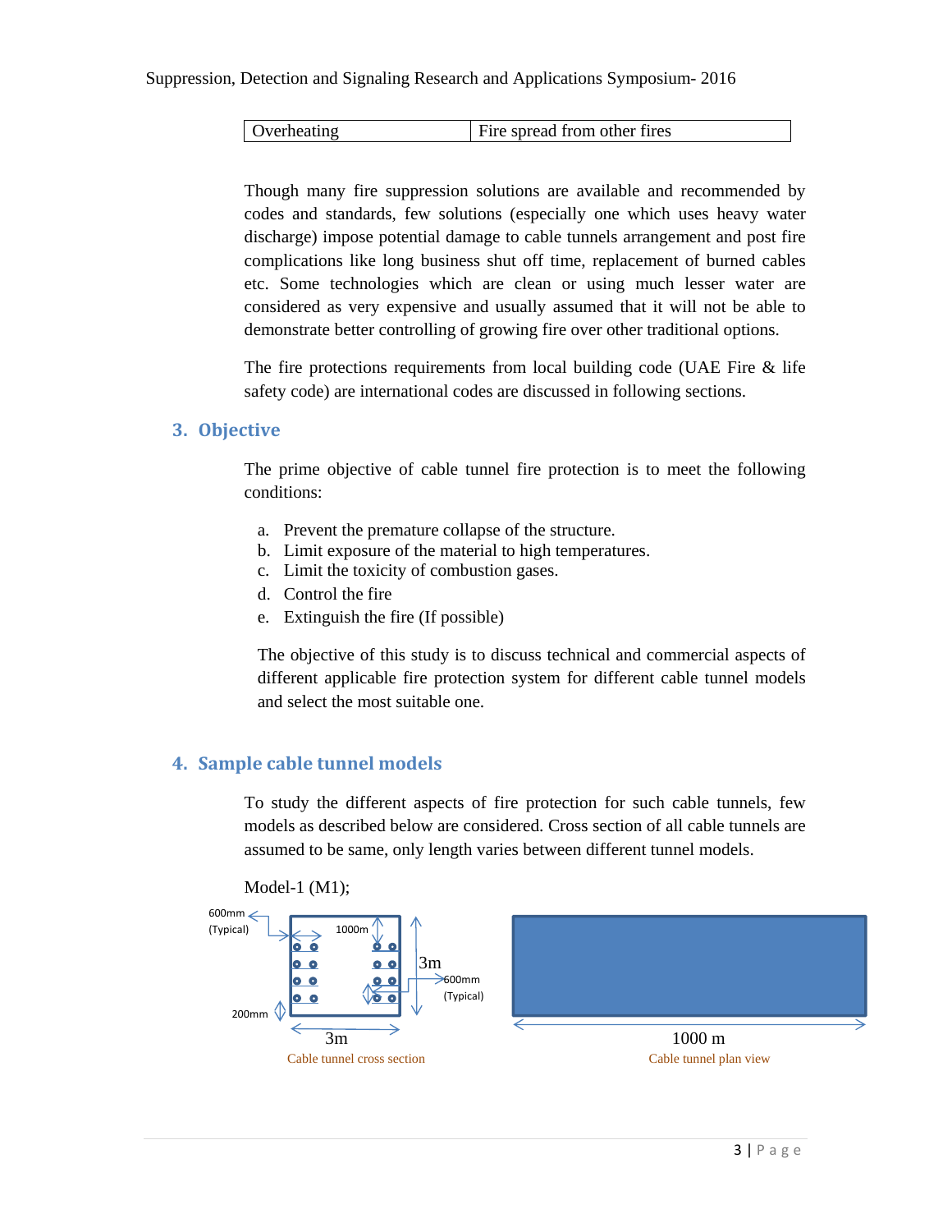| Overheating | Fire spread from other fires |
|---|---|

Though many fire suppression solutions are available and recommended by codes and standards, few solutions (especially one which uses heavy water discharge) impose potential damage to cable tunnels arrangement and post fire complications like long business shut off time, replacement of burned cables etc. Some technologies which are clean or using much lesser water are considered as very expensive and usually assumed that it will not be able to demonstrate better controlling of growing fire over other traditional options.

The fire protections requirements from local building code (UAE Fire & life safety code) are international codes are discussed in following sections.

## 3. Objective

The prime objective of cable tunnel fire protection is to meet the following conditions:

a. Prevent the premature collapse of the structure.
b. Limit exposure of the material to high temperatures.
c. Limit the toxicity of combustion gases.
d. Control the fire
e. Extinguish the fire (If possible)

The objective of this study is to discuss technical and commercial aspects of different applicable fire protection system for different cable tunnel models and select the most suitable one.

## 4. Sample cable tunnel models

To study the different aspects of fire protection for such cable tunnels, few models as described below are considered. Cross section of all cable tunnels are assumed to be same, only length varies between different tunnel models.

Model-1 (M1);

600mm (Typical) 1000m 3m 600mm (Typical) 200mm 3m

Cable tunnel cross section

1000 m

Cable tunnel plan view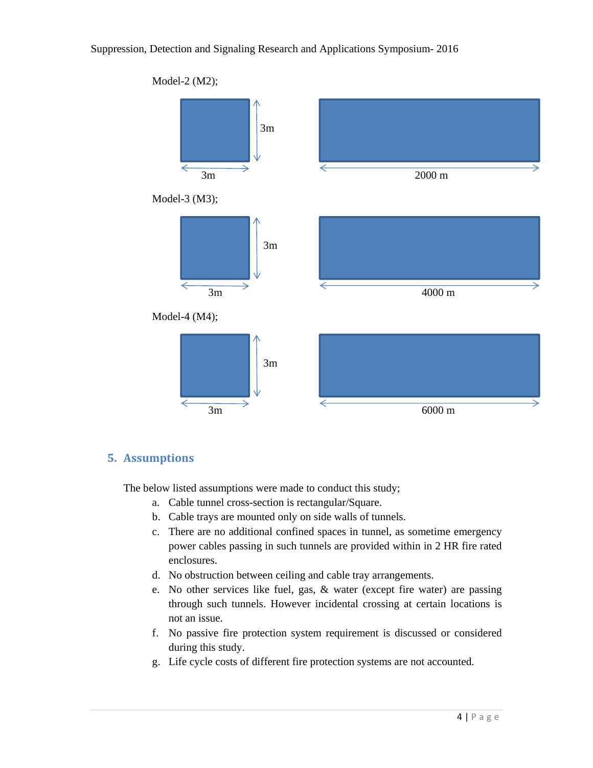Model-2 (M2);

3m 3m 2000 m

Model-3 (M3);

3m 3m 4000 m

Model-4 (M4);

3m 3m 6000 m

## 5. Assumptions

The below listed assumptions were made to conduct this study;

a. Cable tunnel cross-section is rectangular/Square.
b. Cable trays are mounted only on side walls of tunnels.
c. There are no additional confined spaces in tunnel, as sometime emergency power cables passing in such tunnels are provided within in 2 HR fire rated enclosures.
d. No obstruction between ceiling and cable tray arrangements.
e. No other services like fuel, gas, & water (except fire water) are passing through such tunnels. However incidental crossing at certain locations is not an issue.
f. No passive fire protection system requirement is discussed or considered during this study.
g. Life cycle costs of different fire protection systems are not accounted.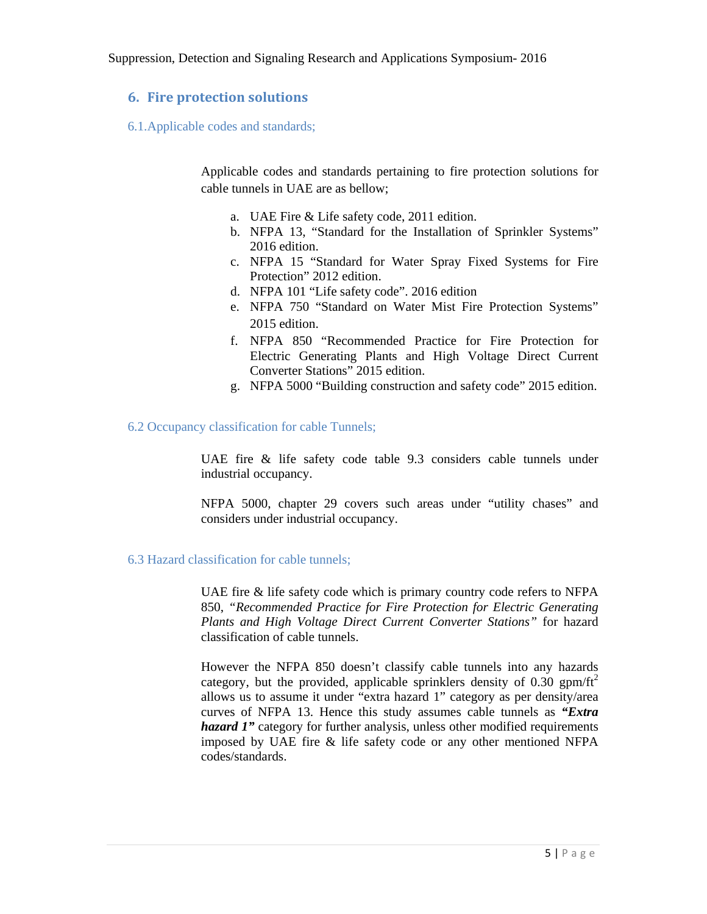## 6. Fire protection solutions

### 6.1. Applicable codes and standards;

Applicable codes and standards pertaining to fire protection solutions for cable tunnels in UAE are as bellow;

a. UAE Fire & Life safety code, 2011 edition.
b. NFPA 13, "Standard for the Installation of Sprinkler Systems" 2016 edition.
c. NFPA 15 "Standard for Water Spray Fixed Systems for Fire Protection" 2012 edition.
d. NFPA 101 "Life safety code". 2016 edition
e. NFPA 750 "Standard on Water Mist Fire Protection Systems" 2015 edition.
f. NFPA 850 "Recommended Practice for Fire Protection for Electric Generating Plants and High Voltage Direct Current Converter Stations" 2015 edition.
g. NFPA 5000 "Building construction and safety code" 2015 edition.

### 6.2 Occupancy classification for cable Tunnels;

UAE fire & life safety code table 9.3 considers cable tunnels under industrial occupancy.

NFPA 5000, chapter 29 covers such areas under "utility chases" and considers under industrial occupancy.

### 6.3 Hazard classification for cable tunnels;

UAE fire & life safety code which is primary country code refers to NFPA 850, "*Recommended Practice for Fire Protection for Electric Generating Plants and High Voltage Direct Current Converter Stations*" for hazard classification of cable tunnels.

However the NFPA 850 doesn't classify cable tunnels into any hazards category, but the provided, applicable sprinklers density of 0.30 gpm/ft$^2$ allows us to assume it under "extra hazard 1" category as per density/area curves of NFPA 13. Hence this study assumes cable tunnels as ***"Extra hazard 1"*** category for further analysis, unless other modified requirements imposed by UAE fire & life safety code or any other mentioned NFPA codes/standards.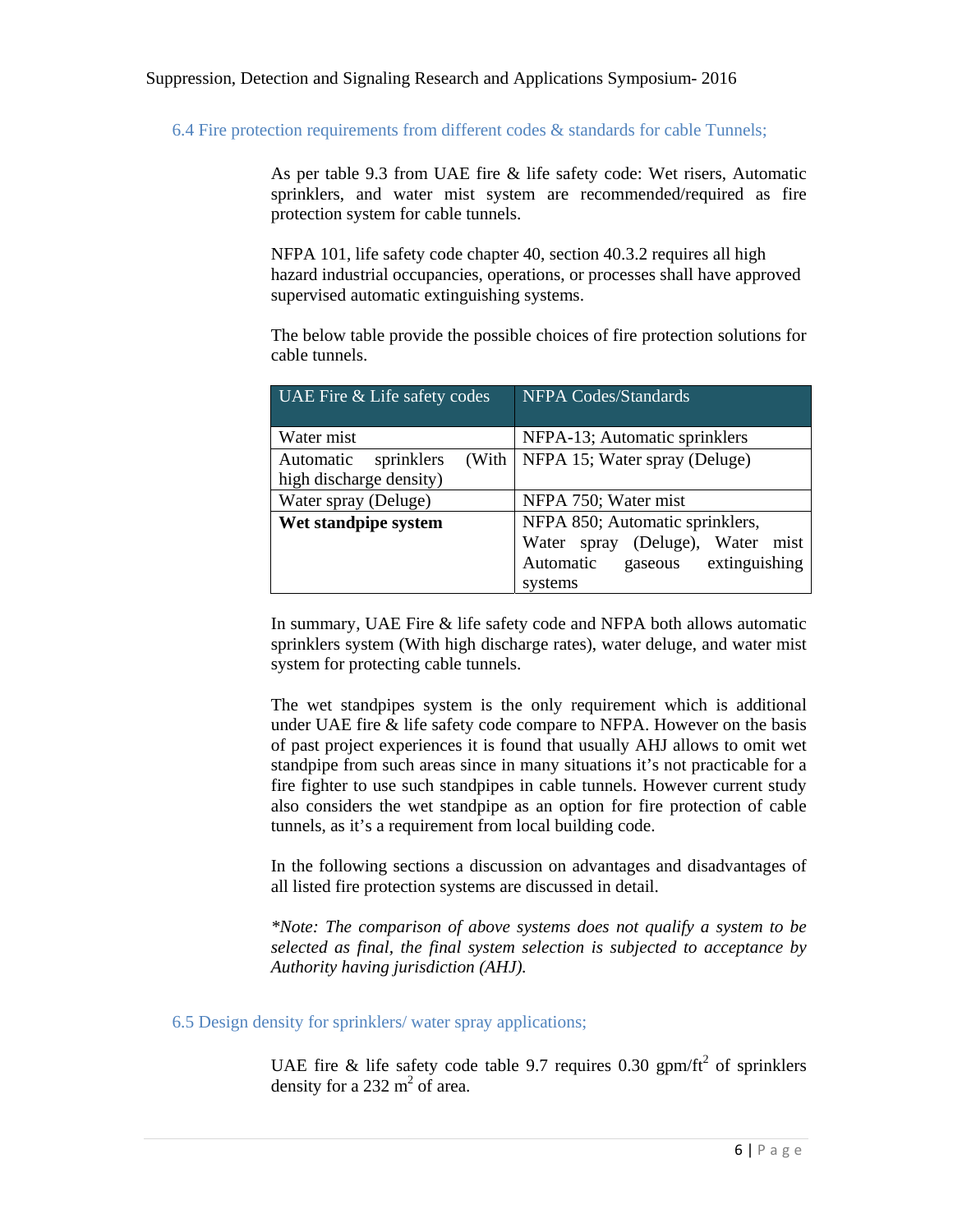### 6.4 Fire protection requirements from different codes & standards for cable Tunnels;

As per table 9.3 from UAE fire & life safety code: Wet risers, Automatic sprinklers, and water mist system are recommended/required as fire protection system for cable tunnels.

NFPA 101, life safety code chapter 40, section 40.3.2 requires all high hazard industrial occupancies, operations, or processes shall have approved supervised automatic extinguishing systems.

The below table provide the possible choices of fire protection solutions for cable tunnels.

| UAE Fire & Life safety codes | NFPA Codes/Standards |
|---|---|
| Water mist | NFPA-13; Automatic sprinklers |
| Automatic sprinklers (With high discharge density) | NFPA 15; Water spray (Deluge) |
| Water spray (Deluge) | NFPA 750; Water mist |
| **Wet standpipe system** | NFPA 850; Automatic sprinklers, Water spray (Deluge), Water mist Automatic gaseous extinguishing systems |

In summary, UAE Fire & life safety code and NFPA both allows automatic sprinklers system (With high discharge rates), water deluge, and water mist system for protecting cable tunnels.

The wet standpipes system is the only requirement which is additional under UAE fire & life safety code compare to NFPA. However on the basis of past project experiences it is found that usually AHJ allows to omit wet standpipe from such areas since in many situations it's not practicable for a fire fighter to use such standpipes in cable tunnels. However current study also considers the wet standpipe as an option for fire protection of cable tunnels, as it's a requirement from local building code.

In the following sections a discussion on advantages and disadvantages of all listed fire protection systems are discussed in detail.

*\*Note: The comparison of above systems does not qualify a system to be selected as final, the final system selection is subjected to acceptance by Authority having jurisdiction (AHJ).*

### 6.5 Design density for sprinklers/ water spray applications;

UAE fire & life safety code table 9.7 requires 0.30 gpm/ft$^2$ of sprinklers density for a 232 m$^2$ of area.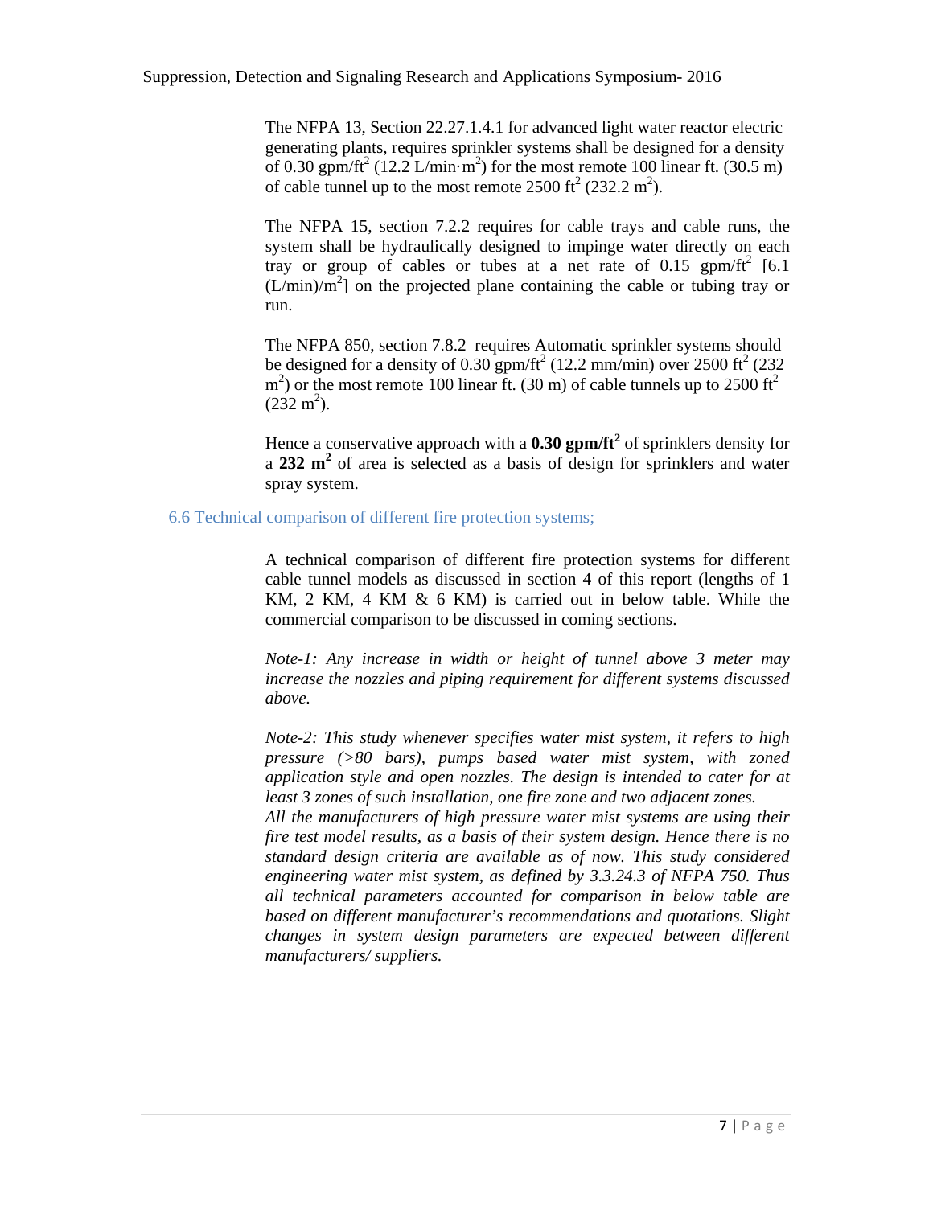The NFPA 13, Section 22.27.1.4.1 for advanced light water reactor electric generating plants, requires sprinkler systems shall be designed for a density of 0.30 gpm/ft$^2$ (12.2 L/min·m$^2$) for the most remote 100 linear ft. (30.5 m) of cable tunnel up to the most remote 2500 ft$^2$ (232.2 m$^2$).

The NFPA 15, section 7.2.2 requires for cable trays and cable runs, the system shall be hydraulically designed to impinge water directly on each tray or group of cables or tubes at a net rate of 0.15 gpm/ft$^2$ [6.1 (L/min)/m$^2$] on the projected plane containing the cable or tubing tray or run.

The NFPA 850, section 7.8.2 requires Automatic sprinkler systems should be designed for a density of 0.30 gpm/ft$^2$ (12.2 mm/min) over 2500 ft$^2$ (232 m$^2$) or the most remote 100 linear ft. (30 m) of cable tunnels up to 2500 ft$^2$ (232 m$^2$).

Hence a conservative approach with a **0.30 gpm/ft$^2$** of sprinklers density for a **232 m$^2$** of area is selected as a basis of design for sprinklers and water spray system.

## 6.6 Technical comparison of different fire protection systems;

A technical comparison of different fire protection systems for different cable tunnel models as discussed in section 4 of this report (lengths of 1 KM, 2 KM, 4 KM & 6 KM) is carried out in below table. While the commercial comparison to be discussed in coming sections.

*Note-1: Any increase in width or height of tunnel above 3 meter may increase the nozzles and piping requirement for different systems discussed above.*

*Note-2: This study whenever specifies water mist system, it refers to high pressure (>80 bars), pumps based water mist system, with zoned application style and open nozzles. The design is intended to cater for at least 3 zones of such installation, one fire zone and two adjacent zones.*
*All the manufacturers of high pressure water mist systems are using their fire test model results, as a basis of their system design. Hence there is no standard design criteria are available as of now. This study considered engineering water mist system, as defined by 3.3.24.3 of NFPA 750. Thus all technical parameters accounted for comparison in below table are based on different manufacturer's recommendations and quotations. Slight changes in system design parameters are expected between different manufacturers/ suppliers.*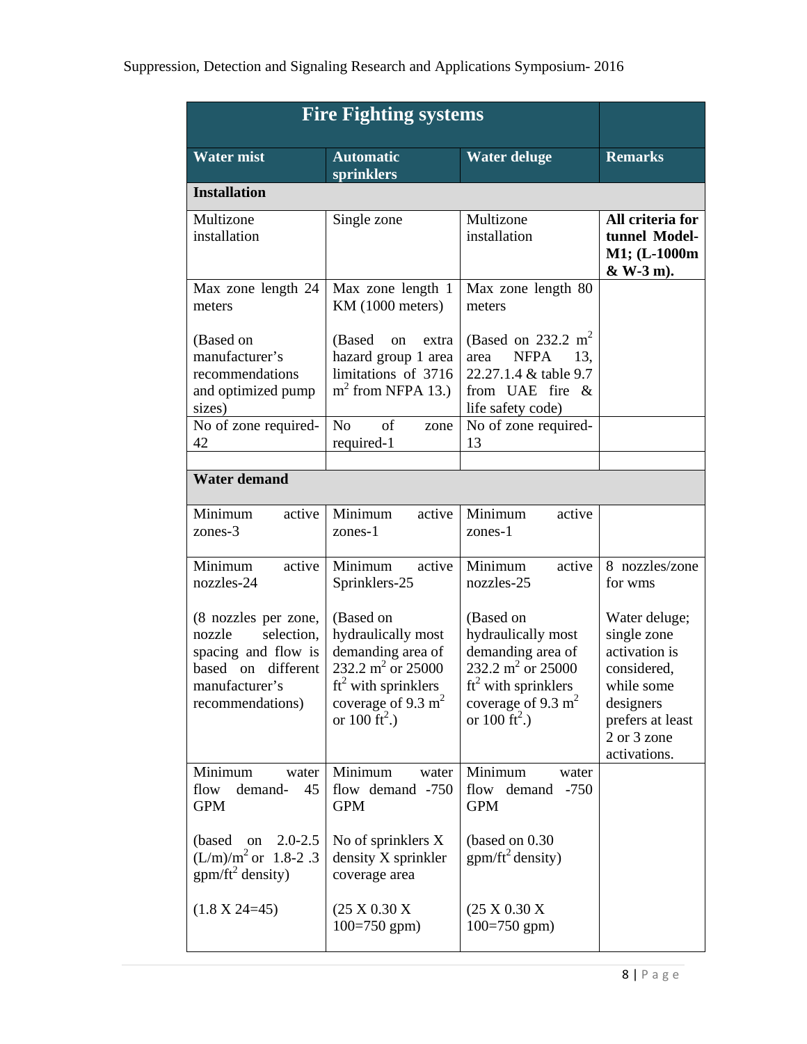| Fire Fighting systems | | | |
|---|---|---|---|
| **Water mist** | **Automatic sprinklers** | **Water deluge** | **Remarks** |
| **Installation** | | | |
| Multizone installation | Single zone | Multizone installation | **All criteria for tunnel Model-M1; (L-1000m & W-3 m).** |
| Max zone length 24 meters<br><br>(Based on manufacturer's recommendations and optimized pump sizes) | Max zone length 1 KM (1000 meters)<br><br>(Based on extra hazard group 1 area limitations of 3716 $m^2$ from NFPA 13.) | Max zone length 80 meters<br><br>(Based on 232.2 $m^2$ area NFPA 13, 22.27.1.4 & table 9.7 from UAE fire & life safety code) | |
| No of zone required-42 | No of zone required-1 | No of zone required-13 | |
| | | | |
| **Water demand** | | | |
| Minimum active zones-3 | Minimum active zones-1 | Minimum active zones-1 | |
| Minimum active nozzles-24<br><br>(8 nozzles per zone, nozzle selection, spacing and flow is based on different manufacturer's recommendations) | Minimum active Sprinklers-25<br><br>(Based on hydraulically most demanding area of 232.2 $m^2$ or 25000 $ft^2$ with sprinklers coverage of 9.3 $m^2$ or 100 $ft^2$.) | Minimum active nozzles-25<br><br>(Based on hydraulically most demanding area of 232.2 $m^2$ or 25000 $ft^2$ with sprinklers coverage of 9.3 $m^2$ or 100 $ft^2$.) | 8 nozzles/zone for wms<br><br>Water deluge; single zone activation is considered, while some designers prefers at least 2 or 3 zone activations. |
| Minimum water flow demand- 45 GPM<br><br>(based on 2.0-2.5 $(L/m)/m^2$ or 1.8-2 .3 $gpm/ft^2$ density)<br><br>(1.8 X 24=45) | Minimum water flow demand -750 GPM<br><br>No of sprinklers X density X sprinkler coverage area<br><br>(25 X 0.30 X 100=750 gpm) | Minimum water flow demand -750 GPM<br><br>(based on 0.30 $gpm/ft^2$ density)<br><br>(25 X 0.30 X 100=750 gpm) | |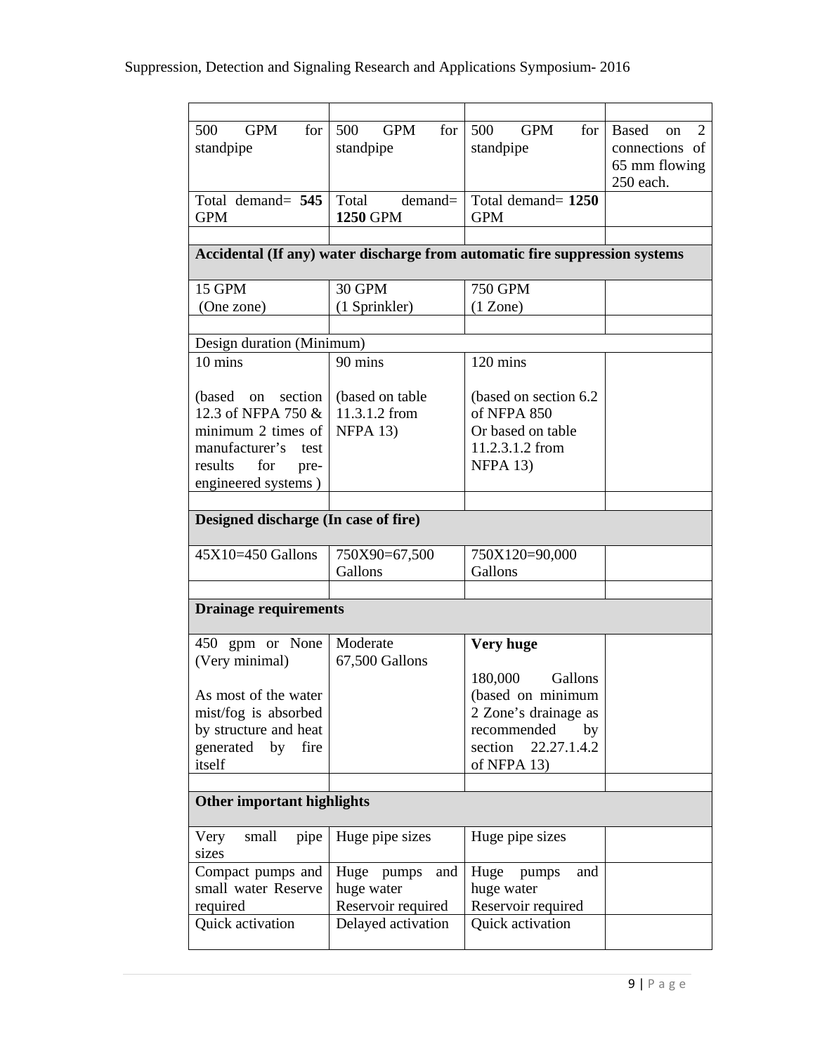| | | | |
|---|---|---|---|
| 500 GPM for standpipe | 500 GPM for standpipe | 500 GPM for standpipe | Based on 2 connections of 65 mm flowing 250 each. |
| Total demand= **545** GPM | Total demand= **1250** GPM | Total demand= **1250** GPM | |
| | | | |
| **Accidental (If any) water discharge from automatic fire suppression systems** | | | |
| 15 GPM (One zone) | 30 GPM (1 Sprinkler) | 750 GPM (1 Zone) | |
| | | | |
| Design duration (Minimum) | | | |
| 10 mins<br><br>(based on section 12.3 of NFPA 750 & minimum 2 times of manufacturer's test results for pre-engineered systems ) | 90 mins<br><br>(based on table 11.3.1.2 from NFPA 13) | 120 mins<br><br>(based on section 6.2 of NFPA 850 Or based on table 11.2.3.1.2 from NFPA 13) | |
| | | | |
| **Designed discharge (In case of fire)** | | | |
| 45X10=450 Gallons | 750X90=67,500 Gallons | 750X120=90,000 Gallons | |
| | | | |
| **Drainage requirements** | | | |
| 450 gpm or None (Very minimal)<br><br>As most of the water mist/fog is absorbed by structure and heat generated by fire itself | Moderate 67,500 Gallons | **Very huge**<br><br>180,000 Gallons (based on minimum 2 Zone's drainage as recommended by section 22.27.1.4.2 of NFPA 13) | |
| | | | |
| **Other important highlights** | | | |
| Very small pipe sizes | Huge pipe sizes | Huge pipe sizes | |
| Compact pumps and small water Reserve required | Huge pumps and huge water Reservoir required | Huge pumps and huge water Reservoir required | |
| Quick activation | Delayed activation | Quick activation | |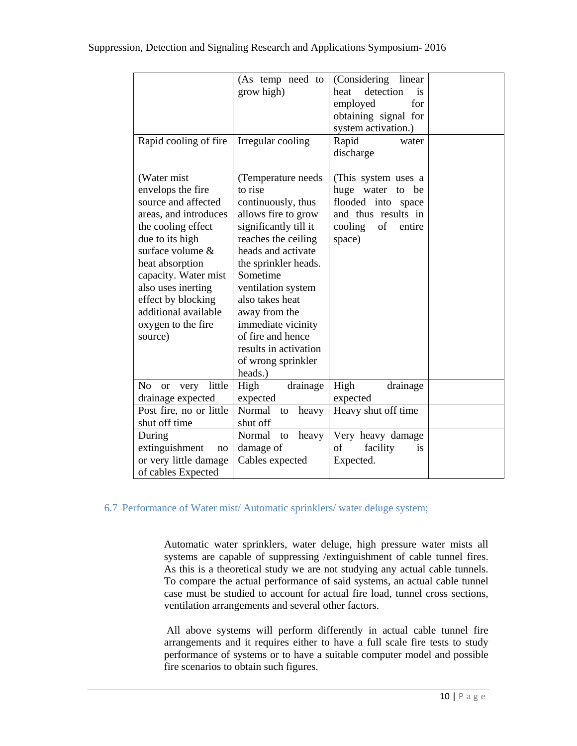| | | | |
|---|---|---|---|
| | (As temp need to grow high) | (Considering linear heat detection is employed for obtaining signal for system activation.) | |
| Rapid cooling of fire<br><br>(Water mist envelops the fire source and affected areas, and introduces the cooling effect due to its high surface volume & heat absorption capacity. Water mist also uses inerting effect by blocking additional available oxygen to the fire source) | Irregular cooling<br><br>(Temperature needs to rise continuously, thus allows fire to grow significantly till it reaches the ceiling heads and activate the sprinkler heads. Sometime ventilation system also takes heat away from the immediate vicinity of fire and hence results in activation of wrong sprinkler heads.) | Rapid water discharge<br><br>(This system uses a huge water to be flooded into space and thus results in cooling of entire space) | |
| No or very little drainage expected | High drainage expected | High drainage expected | |
| Post fire, no or little shut off time | Normal to heavy shut off | Heavy shut off time | |
| During extinguishment no or very little damage of cables Expected | Normal to heavy damage of Cables expected | Very heavy damage of facility is Expected. | |

## 6.7 Performance of Water mist/ Automatic sprinklers/ water deluge system;

Automatic water sprinklers, water deluge, high pressure water mists all systems are capable of suppressing /extinguishment of cable tunnel fires. As this is a theoretical study we are not studying any actual cable tunnels. To compare the actual performance of said systems, an actual cable tunnel case must be studied to account for actual fire load, tunnel cross sections, ventilation arrangements and several other factors.

All above systems will perform differently in actual cable tunnel fire arrangements and it requires either to have a full scale fire tests to study performance of systems or to have a suitable computer model and possible fire scenarios to obtain such figures.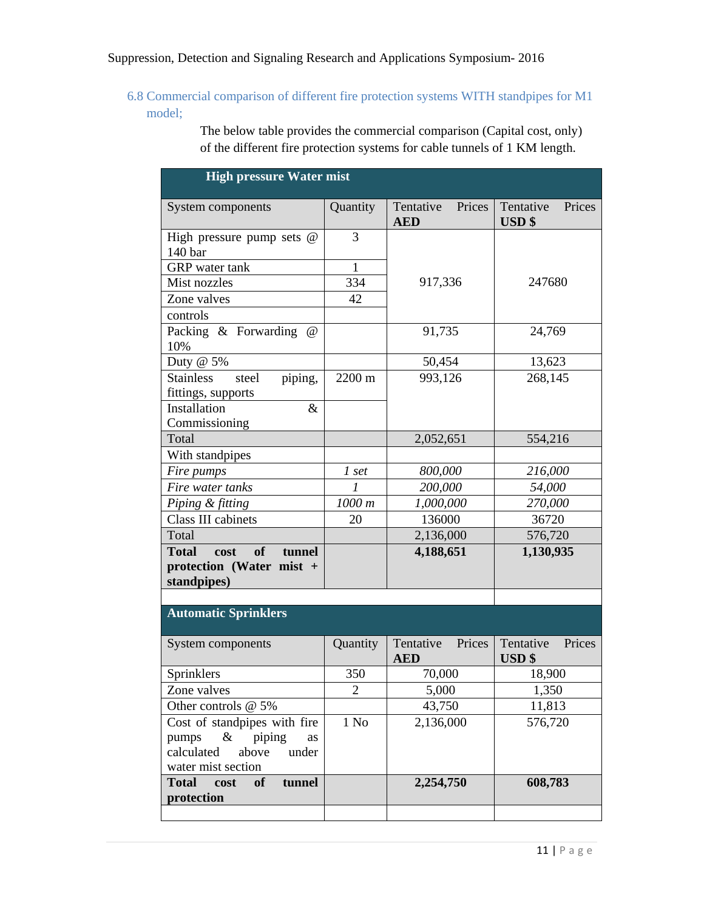## 6.8 Commercial comparison of different fire protection systems WITH standpipes for M1 model;

The below table provides the commercial comparison (Capital cost, only) of the different fire protection systems for cable tunnels of 1 KM length.

| **High pressure Water mist** | | | |
|---|---|---|---|
| System components | Quantity | Tentative Prices **AED** | Tentative Prices **USD $** |
| High pressure pump sets @ 140 bar | 3 | 917,336 | 247680 |
| GRP water tank | 1 | | |
| Mist nozzles | 334 | | |
| Zone valves | 42 | | |
| controls | | | |
| Packing & Forwarding @ 10% | | 91,735 | 24,769 |
| Duty @ 5% | | 50,454 | 13,623 |
| Stainless steel piping, fittings, supports | 2200 m | 993,126 | 268,145 |
| Installation & Commissioning | | | |
| Total | | 2,052,651 | 554,216 |
| With standpipes | | | |
| *Fire pumps* | *1 set* | *800,000* | *216,000* |
| *Fire water tanks* | *1* | *200,000* | *54,000* |
| *Piping & fitting* | *1000 m* | *1,000,000* | *270,000* |
| Class III cabinets | 20 | 136000 | 36720 |
| Total | | 2,136,000 | 576,720 |
| **Total cost of tunnel protection (Water mist + standpipes)** | | **4,188,651** | **1,130,935** |
| | | | |
| **Automatic Sprinklers** | | | |
| System components | Quantity | Tentative Prices **AED** | Tentative Prices **USD $** |
| Sprinklers | 350 | 70,000 | 18,900 |
| Zone valves | 2 | 5,000 | 1,350 |
| Other controls @ 5% | | 43,750 | 11,813 |
| Cost of standpipes with fire pumps & piping as calculated above under water mist section | 1 No | 2,136,000 | 576,720 |
| **Total cost of tunnel protection** | | **2,254,750** | **608,783** |
| | | | |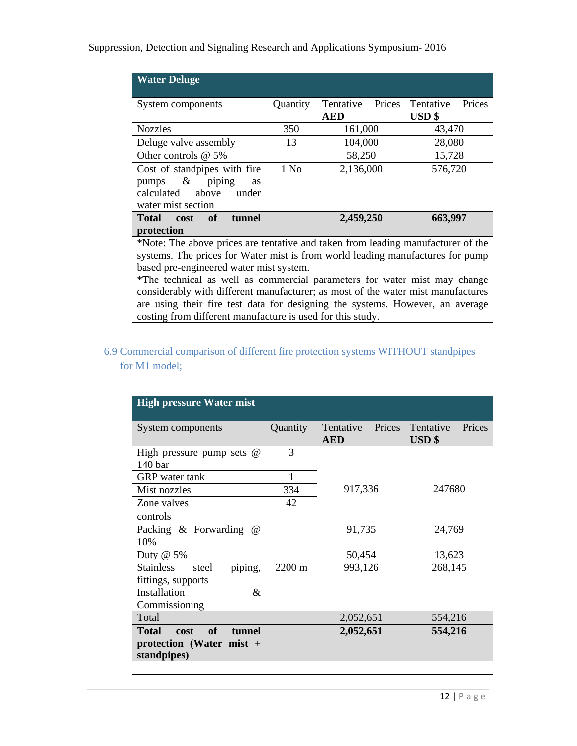| Water Deluge | | | |
|---|---|---|---|
| System components | Quantity | Tentative Prices **AED** | Tentative Prices **USD $** |
| Nozzles | 350 | 161,000 | 43,470 |
| Deluge valve assembly | 13 | 104,000 | 28,080 |
| Other controls @ 5% | | 58,250 | 15,728 |
| Cost of standpipes with fire pumps & piping as calculated above under water mist section | 1 No | 2,136,000 | 576,720 |
| **Total cost of tunnel protection** | | **2,459,250** | **663,997** |

*Note: The above prices are tentative and taken from leading manufacturer of the systems. The prices for Water mist is from world leading manufactures for pump based pre-engineered water mist system.
*The technical as well as commercial parameters for water mist may change considerably with different manufacturer; as most of the water mist manufactures are using their fire test data for designing the systems. However, an average costing from different manufacture is used for this study.

## 6.9 Commercial comparison of different fire protection systems WITHOUT standpipes for M1 model;

| High pressure Water mist | | | |
|---|---|---|---|
| System components | Quantity | Tentative Prices **AED** | Tentative Prices **USD $** |
| High pressure pump sets @ 140 bar | 3 | 917,336 | 247680 |
| GRP water tank | 1 | | |
| Mist nozzles | 334 | | |
| Zone valves | 42 | | |
| controls | | | |
| Packing & Forwarding @ 10% | | 91,735 | 24,769 |
| Duty @ 5% | | 50,454 | 13,623 |
| Stainless steel piping, fittings, supports | 2200 m | 993,126 | 268,145 |
| Installation & Commissioning | | | |
| Total | | 2,052,651 | 554,216 |
| **Total cost of tunnel protection (Water mist + standpipes)** | | **2,052,651** | **554,216** |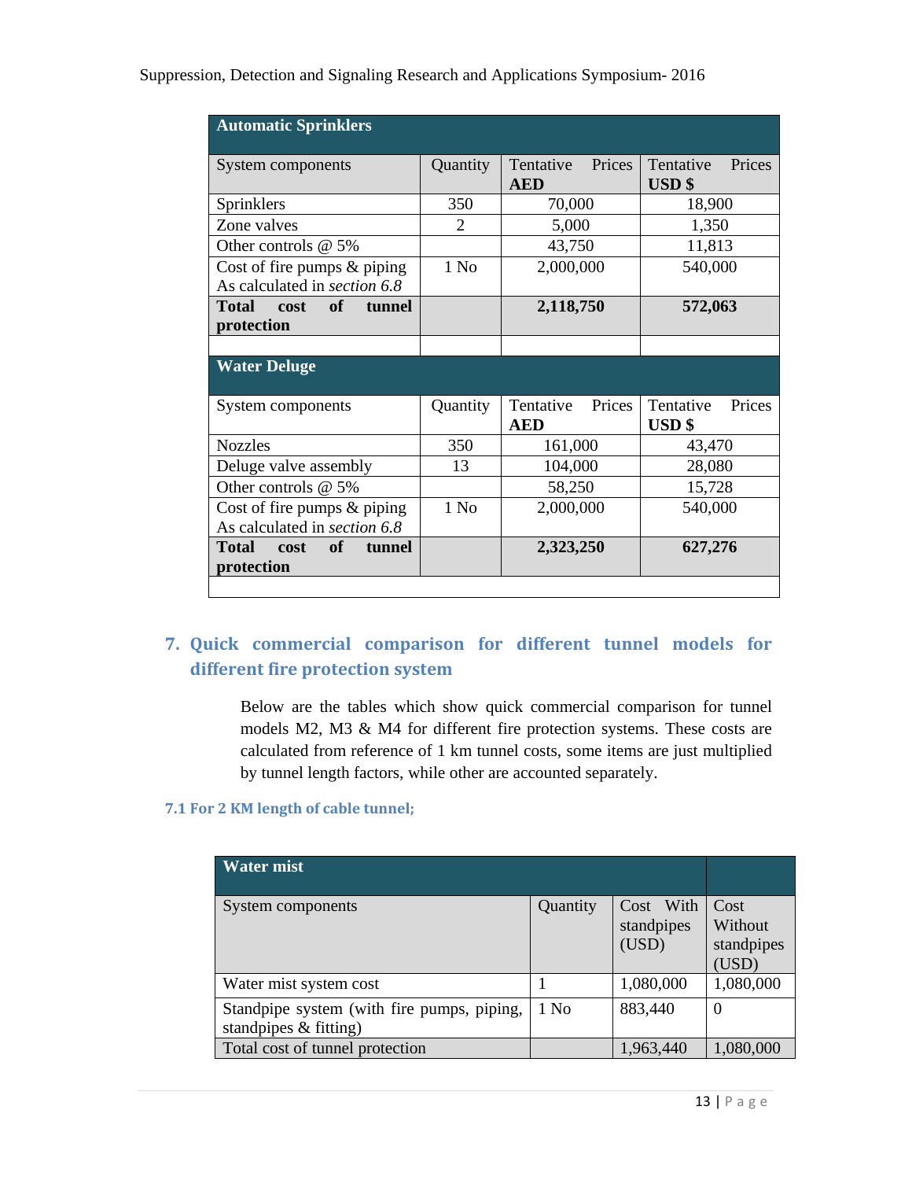| Automatic Sprinklers | | | |
|---|---|---|---|
| System components | Quantity | Tentative Prices **AED** | Tentative Prices **USD $** |
| Sprinklers | 350 | 70,000 | 18,900 |
| Zone valves | 2 | 5,000 | 1,350 |
| Other controls @ 5% | | 43,750 | 11,813 |
| Cost of fire pumps & piping As calculated in *section 6.8* | 1 No | 2,000,000 | 540,000 |
| **Total cost of tunnel protection** | | **2,118,750** | **572,063** |
| | | | |
| **Water Deluge** | | | |
| System components | Quantity | Tentative Prices **AED** | Tentative Prices **USD $** |
| Nozzles | 350 | 161,000 | 43,470 |
| Deluge valve assembly | 13 | 104,000 | 28,080 |
| Other controls @ 5% | | 58,250 | 15,728 |
| Cost of fire pumps & piping As calculated in *section 6.8* | 1 No | 2,000,000 | 540,000 |
| **Total cost of tunnel protection** | | **2,323,250** | **627,276** |

## 7. Quick commercial comparison for different tunnel models for different fire protection system

Below are the tables which show quick commercial comparison for tunnel models M2, M3 & M4 for different fire protection systems. These costs are calculated from reference of 1 km tunnel costs, some items are just multiplied by tunnel length factors, while other are accounted separately.

### 7.1 For 2 KM length of cable tunnel;

| Water mist | | | |
|---|---|---|---|
| System components | Quantity | Cost With standpipes (USD) | Cost Without standpipes (USD) |
| Water mist system cost | 1 | 1,080,000 | 1,080,000 |
| Standpipe system (with fire pumps, piping, standpipes & fitting) | 1 No | 883,440 | 0 |
| Total cost of tunnel protection | | 1,963,440 | 1,080,000 |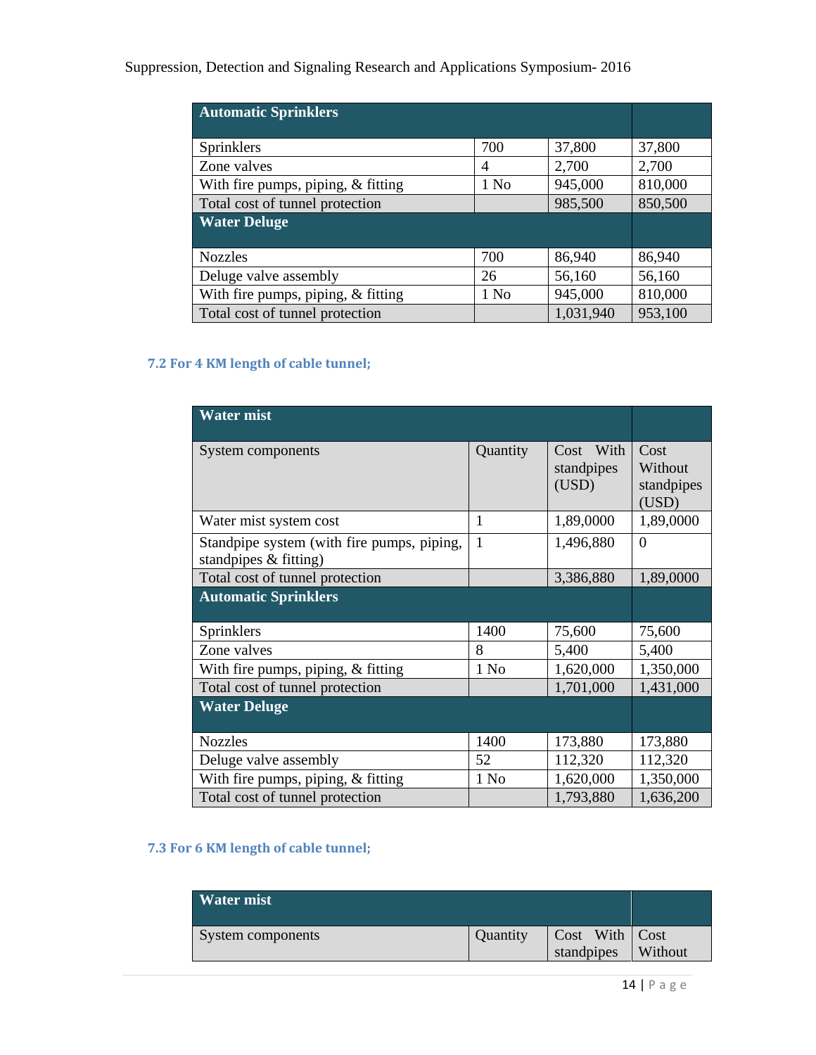| Automatic Sprinklers | | | |
|---|---|---|---|
| Sprinklers | 700 | 37,800 | 37,800 |
| Zone valves | 4 | 2,700 | 2,700 |
| With fire pumps, piping, & fitting | 1 No | 945,000 | 810,000 |
| Total cost of tunnel protection | | 985,500 | 850,500 |
| **Water Deluge** | | | |
| Nozzles | 700 | 86,940 | 86,940 |
| Deluge valve assembly | 26 | 56,160 | 56,160 |
| With fire pumps, piping, & fitting | 1 No | 945,000 | 810,000 |
| Total cost of tunnel protection | | 1,031,940 | 953,100 |

### 7.2 For 4 KM length of cable tunnel;

| Water mist | | | |
|---|---|---|---|
| System components | Quantity | Cost With standpipes (USD) | Cost Without standpipes (USD) |
| Water mist system cost | 1 | 1,89,0000 | 1,89,0000 |
| Standpipe system (with fire pumps, piping, standpipes & fitting) | 1 | 1,496,880 | 0 |
| Total cost of tunnel protection | | 3,386,880 | 1,89,0000 |
| **Automatic Sprinklers** | | | |
| Sprinklers | 1400 | 75,600 | 75,600 |
| Zone valves | 8 | 5,400 | 5,400 |
| With fire pumps, piping, & fitting | 1 No | 1,620,000 | 1,350,000 |
| Total cost of tunnel protection | | 1,701,000 | 1,431,000 |
| **Water Deluge** | | | |
| Nozzles | 1400 | 173,880 | 173,880 |
| Deluge valve assembly | 52 | 112,320 | 112,320 |
| With fire pumps, piping, & fitting | 1 No | 1,620,000 | 1,350,000 |
| Total cost of tunnel protection | | 1,793,880 | 1,636,200 |

### 7.3 For 6 KM length of cable tunnel;

| Water mist | | | |
|---|---|---|---|
| System components | Quantity | Cost With standpipes | Cost Without |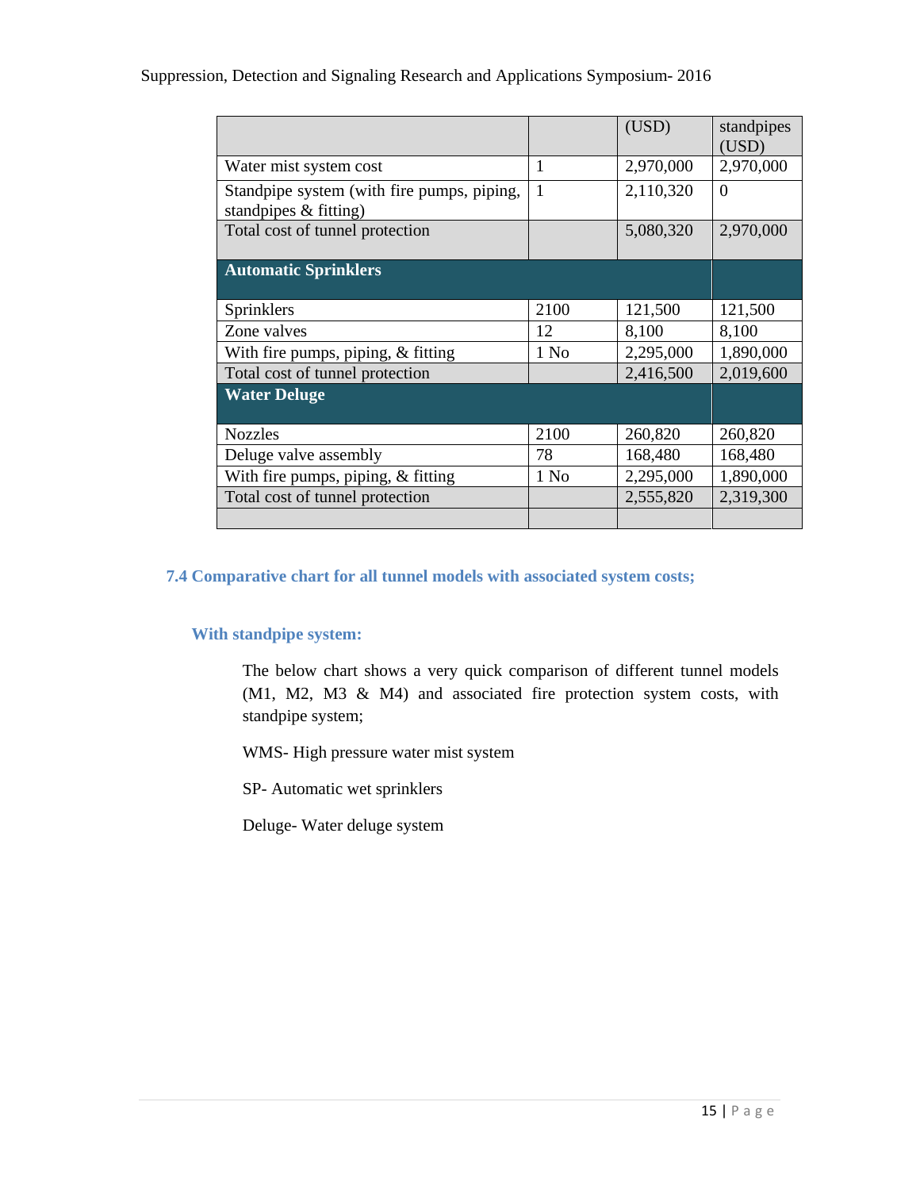|  |  | (USD) | standpipes (USD) |
|---|---|---|---|
| Water mist system cost | 1 | 2,970,000 | 2,970,000 |
| Standpipe system (with fire pumps, piping, standpipes & fitting) | 1 | 2,110,320 | 0 |
| Total cost of tunnel protection |  | 5,080,320 | 2,970,000 |
| **Automatic Sprinklers** |  |  |  |
| Sprinklers | 2100 | 121,500 | 121,500 |
| Zone valves | 12 | 8,100 | 8,100 |
| With fire pumps, piping, & fitting | 1 No | 2,295,000 | 1,890,000 |
| Total cost of tunnel protection |  | 2,416,500 | 2,019,600 |
| **Water Deluge** |  |  |  |
| Nozzles | 2100 | 260,820 | 260,820 |
| Deluge valve assembly | 78 | 168,480 | 168,480 |
| With fire pumps, piping, & fitting | 1 No | 2,295,000 | 1,890,000 |
| Total cost of tunnel protection |  | 2,555,820 | 2,319,300 |
|  |  |  |  |

### 7.4 Comparative chart for all tunnel models with associated system costs;

#### With standpipe system:

The below chart shows a very quick comparison of different tunnel models (M1, M2, M3 & M4) and associated fire protection system costs, with standpipe system;

WMS- High pressure water mist system

SP- Automatic wet sprinklers

Deluge- Water deluge system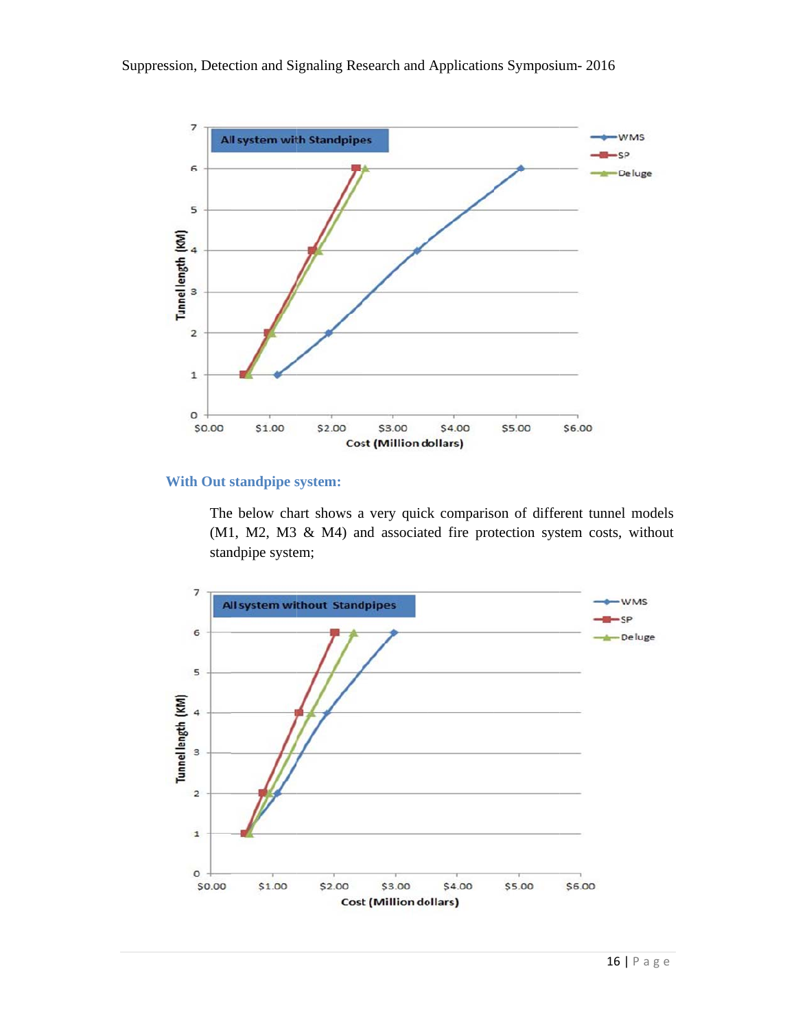## With Out standpipe system:

The below chart shows a very quick comparison of different tunnel models (M1, M2, M3 & M4) and associated fire protection system costs, without standpipe system;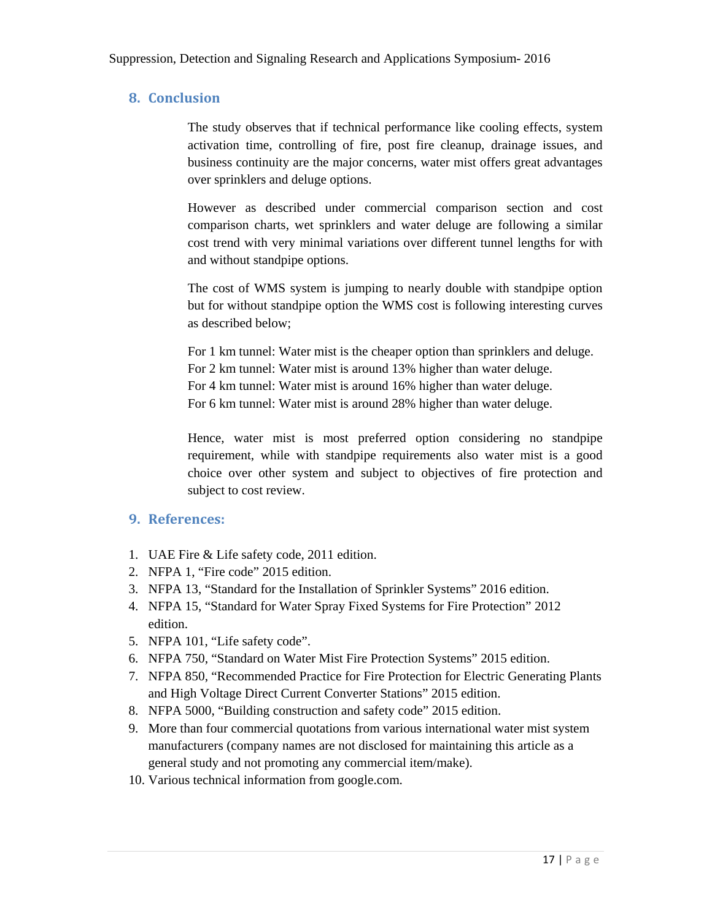## 8. Conclusion

The study observes that if technical performance like cooling effects, system activation time, controlling of fire, post fire cleanup, drainage issues, and business continuity are the major concerns, water mist offers great advantages over sprinklers and deluge options.

However as described under commercial comparison section and cost comparison charts, wet sprinklers and water deluge are following a similar cost trend with very minimal variations over different tunnel lengths for with and without standpipe options.

The cost of WMS system is jumping to nearly double with standpipe option but for without standpipe option the WMS cost is following interesting curves as described below;

For 1 km tunnel: Water mist is the cheaper option than sprinklers and deluge.
For 2 km tunnel: Water mist is around 13% higher than water deluge.
For 4 km tunnel: Water mist is around 16% higher than water deluge.
For 6 km tunnel: Water mist is around 28% higher than water deluge.

Hence, water mist is most preferred option considering no standpipe requirement, while with standpipe requirements also water mist is a good choice over other system and subject to objectives of fire protection and subject to cost review.

## 9. References:

1. UAE Fire & Life safety code, 2011 edition.
2. NFPA 1, "Fire code" 2015 edition.
3. NFPA 13, "Standard for the Installation of Sprinkler Systems" 2016 edition.
4. NFPA 15, "Standard for Water Spray Fixed Systems for Fire Protection" 2012 edition.
5. NFPA 101, "Life safety code".
6. NFPA 750, "Standard on Water Mist Fire Protection Systems" 2015 edition.
7. NFPA 850, "Recommended Practice for Fire Protection for Electric Generating Plants and High Voltage Direct Current Converter Stations" 2015 edition.
8. NFPA 5000, "Building construction and safety code" 2015 edition.
9. More than four commercial quotations from various international water mist system manufacturers (company names are not disclosed for maintaining this article as a general study and not promoting any commercial item/make).
10. Various technical information from google.com.